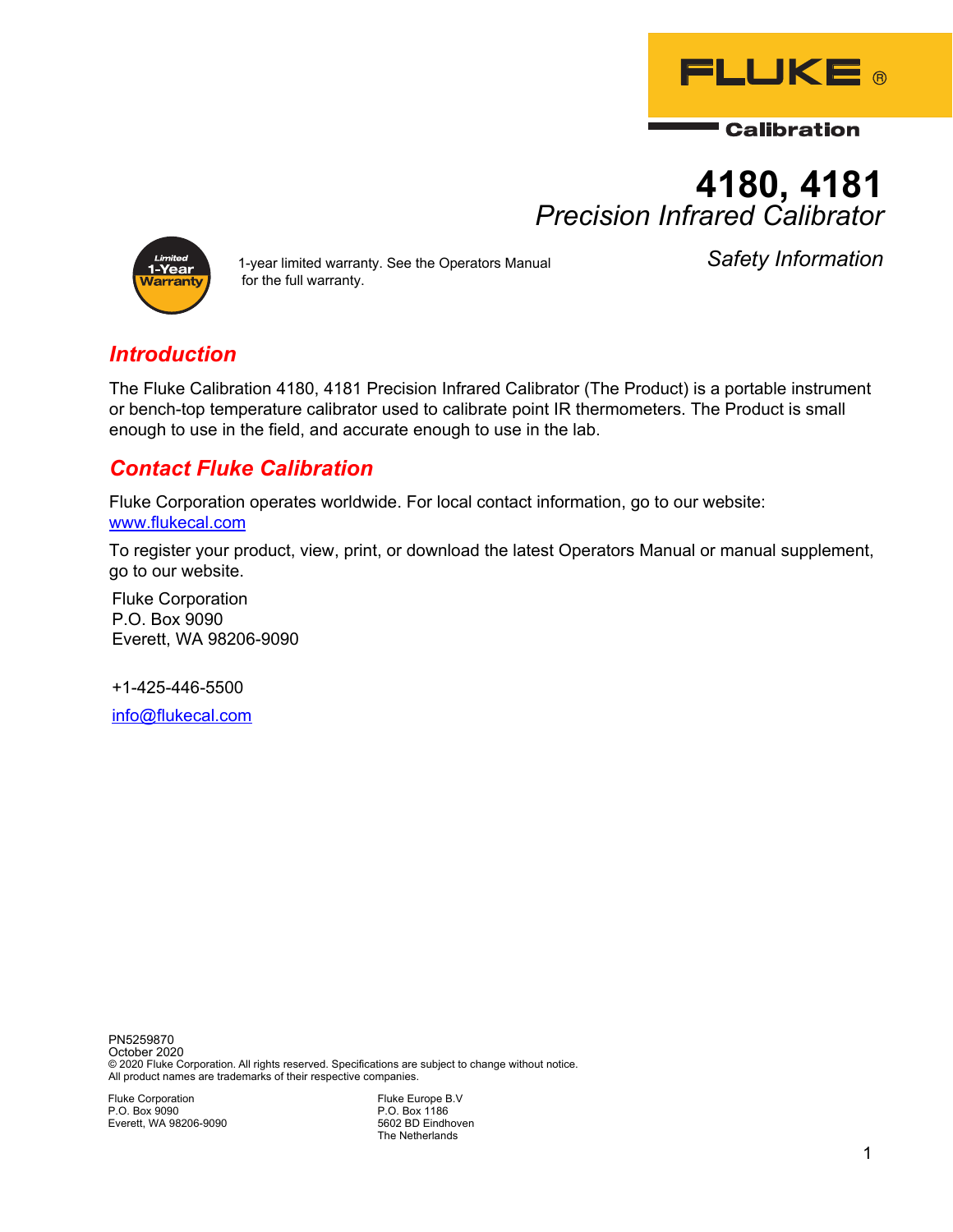FLUKE®

Calibration

# 4180, 4181
## *Precision Infrared Calibrator*

*Safety Information*

Limited 1-Year Warranty

1-year limited warranty. See the Operators Manual for the full warranty.

## Introduction

The Fluke Calibration 4180, 4181 Precision Infrared Calibrator (The Product) is a portable instrument or bench-top temperature calibrator used to calibrate point IR thermometers. The Product is small enough to use in the field, and accurate enough to use in the lab.

## Contact Fluke Calibration

Fluke Corporation operates worldwide. For local contact information, go to our website: www.flukecal.com

To register your product, view, print, or download the latest Operators Manual or manual supplement, go to our website.

Fluke Corporation
P.O. Box 9090
Everett, WA 98206-9090

+1-425-446-5500

info@flukecal.com

PN5259870
October 2020
© 2020 Fluke Corporation. All rights reserved. Specifications are subject to change without notice.
All product names are trademarks of their respective companies.

Fluke Corporation
P.O. Box 9090
Everett, WA 98206-9090

Fluke Europe B.V
P.O. Box 1186
5602 BD Eindhoven
The Netherlands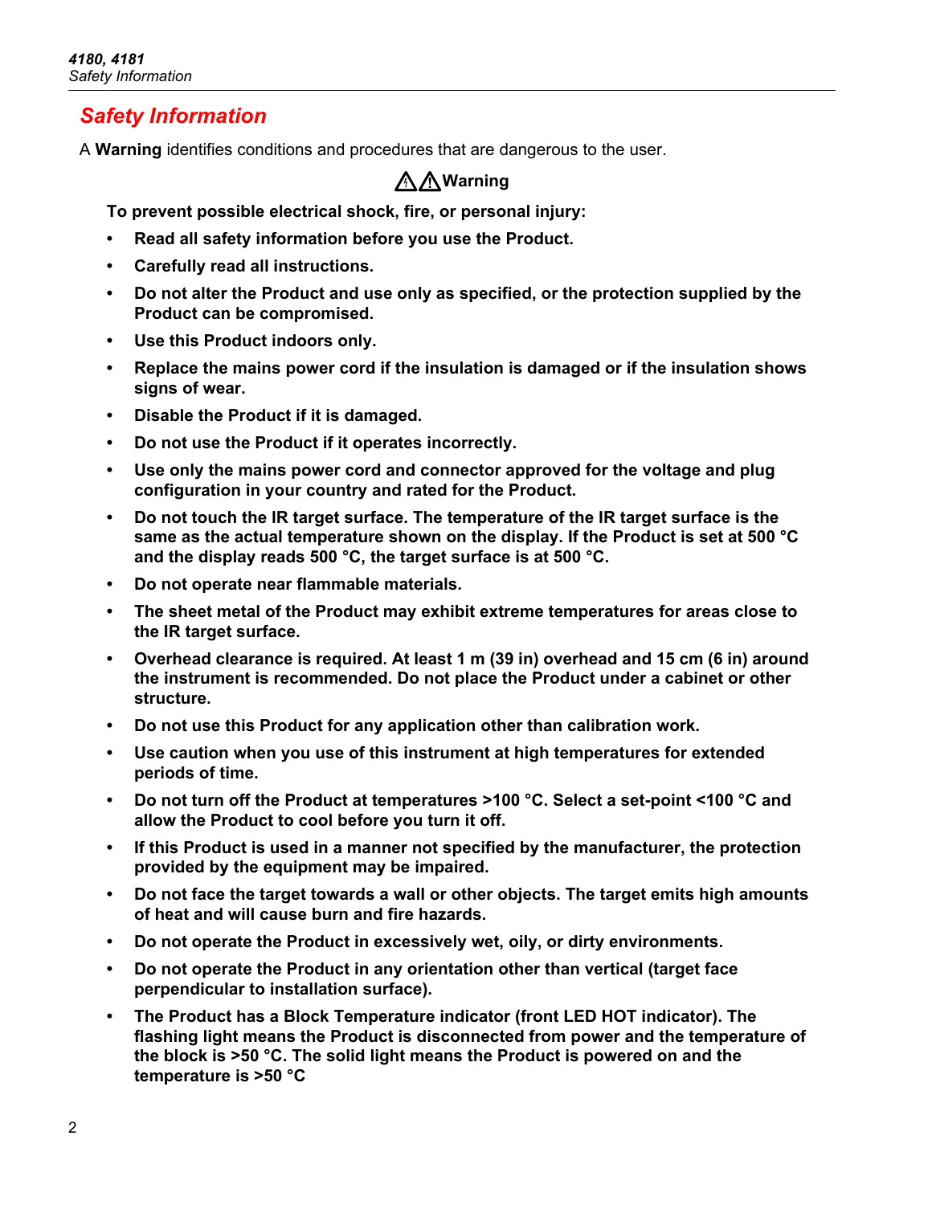## Safety Information

A **Warning** identifies conditions and procedures that are dangerous to the user.

**⚠⚠Warning**

**To prevent possible electrical shock, fire, or personal injury:**

- **Read all safety information before you use the Product.**
- **Carefully read all instructions.**
- **Do not alter the Product and use only as specified, or the protection supplied by the Product can be compromised.**
- **Use this Product indoors only.**
- **Replace the mains power cord if the insulation is damaged or if the insulation shows signs of wear.**
- **Disable the Product if it is damaged.**
- **Do not use the Product if it operates incorrectly.**
- **Use only the mains power cord and connector approved for the voltage and plug configuration in your country and rated for the Product.**
- **Do not touch the IR target surface. The temperature of the IR target surface is the same as the actual temperature shown on the display. If the Product is set at 500 °C and the display reads 500 °C, the target surface is at 500 °C.**
- **Do not operate near flammable materials.**
- **The sheet metal of the Product may exhibit extreme temperatures for areas close to the IR target surface.**
- **Overhead clearance is required. At least 1 m (39 in) overhead and 15 cm (6 in) around the instrument is recommended. Do not place the Product under a cabinet or other structure.**
- **Do not use this Product for any application other than calibration work.**
- **Use caution when you use of this instrument at high temperatures for extended periods of time.**
- **Do not turn off the Product at temperatures >100 °C. Select a set-point <100 °C and allow the Product to cool before you turn it off.**
- **If this Product is used in a manner not specified by the manufacturer, the protection provided by the equipment may be impaired.**
- **Do not face the target towards a wall or other objects. The target emits high amounts of heat and will cause burn and fire hazards.**
- **Do not operate the Product in excessively wet, oily, or dirty environments.**
- **Do not operate the Product in any orientation other than vertical (target face perpendicular to installation surface).**
- **The Product has a Block Temperature indicator (front LED HOT indicator). The flashing light means the Product is disconnected from power and the temperature of the block is >50 °C. The solid light means the Product is powered on and the temperature is >50 °C**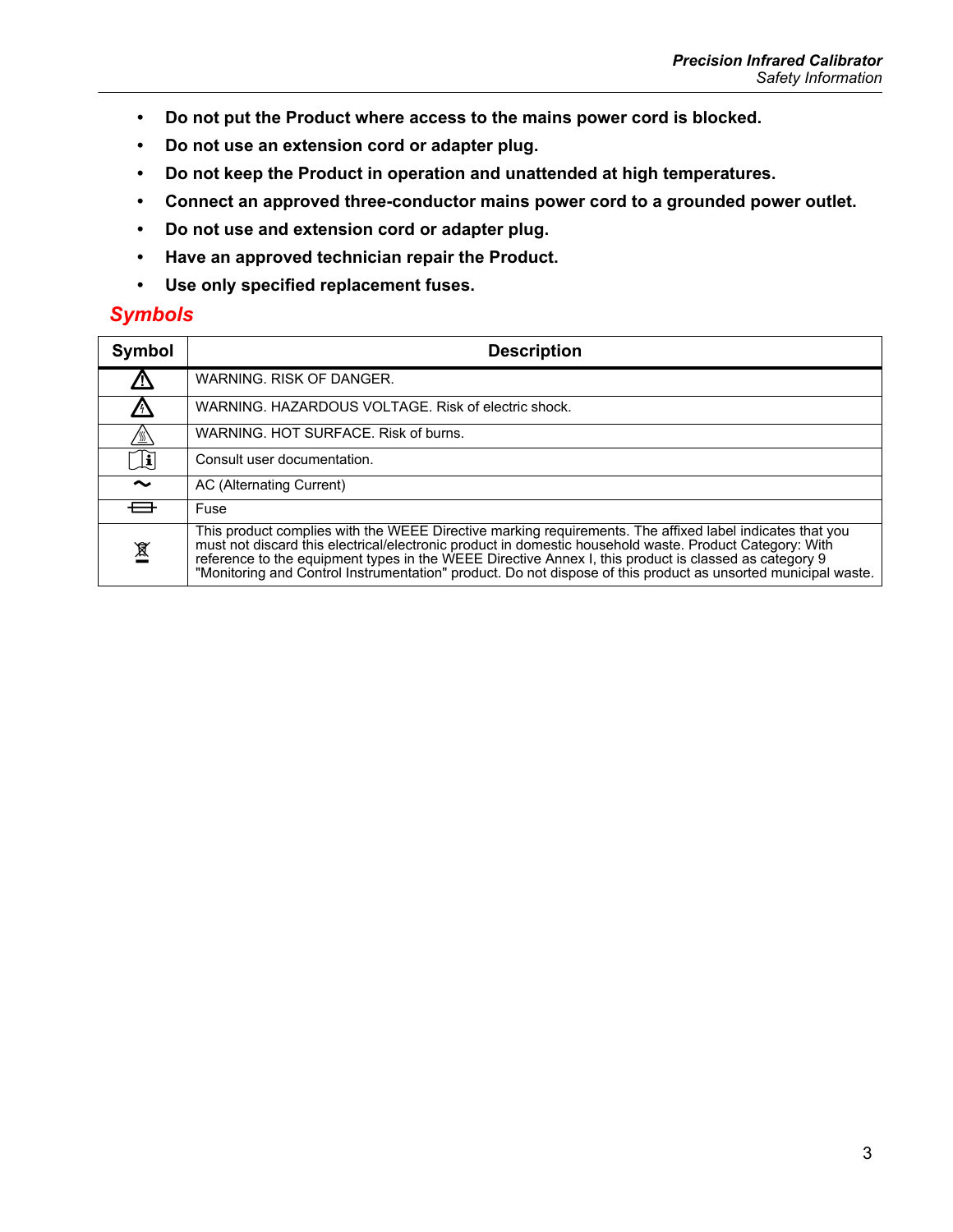- **Do not put the Product where access to the mains power cord is blocked.**
- **Do not use an extension cord or adapter plug.**
- **Do not keep the Product in operation and unattended at high temperatures.**
- **Connect an approved three-conductor mains power cord to a grounded power outlet.**
- **Do not use and extension cord or adapter plug.**
- **Have an approved technician repair the Product.**
- **Use only specified replacement fuses.**

## *Symbols*

| Symbol | Description |
| --- | --- |
| ⚠ | WARNING. RISK OF DANGER. |
| ⚠ | WARNING. HAZARDOUS VOLTAGE. Risk of electric shock. |
| ⚠ | WARNING. HOT SURFACE. Risk of burns. |
| 📖 | Consult user documentation. |
| ~ | AC (Alternating Current) |
| ⊟ | Fuse |
| ♲ | This product complies with the WEEE Directive marking requirements. The affixed label indicates that you must not discard this electrical/electronic product in domestic household waste. Product Category: With reference to the equipment types in the WEEE Directive Annex I, this product is classed as category 9 "Monitoring and Control Instrumentation" product. Do not dispose of this product as unsorted municipal waste. |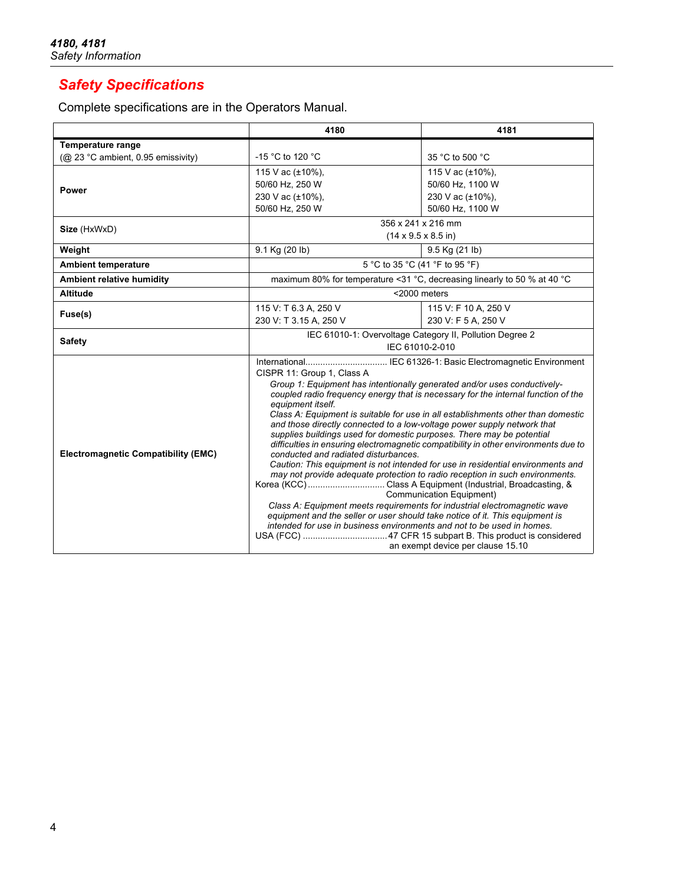## Safety Specifications

Complete specifications are in the Operators Manual.

| | 4180 | 4181 |
|---|---|---|
| **Temperature range** (@ 23 °C ambient, 0.95 emissivity) | -15 °C to 120 °C | 35 °C to 500 °C |
| **Power** | 115 V ac (±10%), 50/60 Hz, 250 W<br>230 V ac (±10%), 50/60 Hz, 250 W | 115 V ac (±10%), 50/60 Hz, 1100 W<br>230 V ac (±10%), 50/60 Hz, 1100 W |
| **Size** (HxWxD) | 356 x 241 x 216 mm (14 x 9.5 x 8.5 in) | |
| **Weight** | 9.1 Kg (20 lb) | 9.5 Kg (21 lb) |
| **Ambient temperature** | 5 °C to 35 °C (41 °F to 95 °F) | |
| **Ambient relative humidity** | maximum 80% for temperature <31 °C, decreasing linearly to 50 % at 40 °C | |
| **Altitude** | <2000 meters | |
| **Fuse(s)** | 115 V: T 6.3 A, 250 V<br>230 V: T 3.15 A, 250 V | 115 V: F 10 A, 250 V<br>230 V: F 5 A, 250 V |
| **Safety** | IEC 61010-1: Overvoltage Category II, Pollution Degree 2<br>IEC 61010-2-010 | |
| **Electromagnetic Compatibility (EMC)** | International................................ IEC 61326-1: Basic Electromagnetic Environment<br>CISPR 11: Group 1, Class A<br>*Group 1: Equipment has intentionally generated and/or uses conductively-coupled radio frequency energy that is necessary for the internal function of the equipment itself.*<br>*Class A: Equipment is suitable for use in all establishments other than domestic and those directly connected to a low-voltage power supply network that supplies buildings used for domestic purposes. There may be potential difficulties in ensuring electromagnetic compatibility in other environments due to conducted and radiated disturbances.*<br>*Caution: This equipment is not intended for use in residential environments and may not provide adequate protection to radio reception in such environments.*<br>Korea (KCC)............................. Class A Equipment (Industrial, Broadcasting, & Communication Equipment)<br>*Class A: Equipment meets requirements for industrial electromagnetic wave equipment and the seller or user should take notice of it. This equipment is intended for use in business environments and not to be used in homes.*<br>USA (FCC) ................................47 CFR 15 subpart B. This product is considered an exempt device per clause 15.10 | |